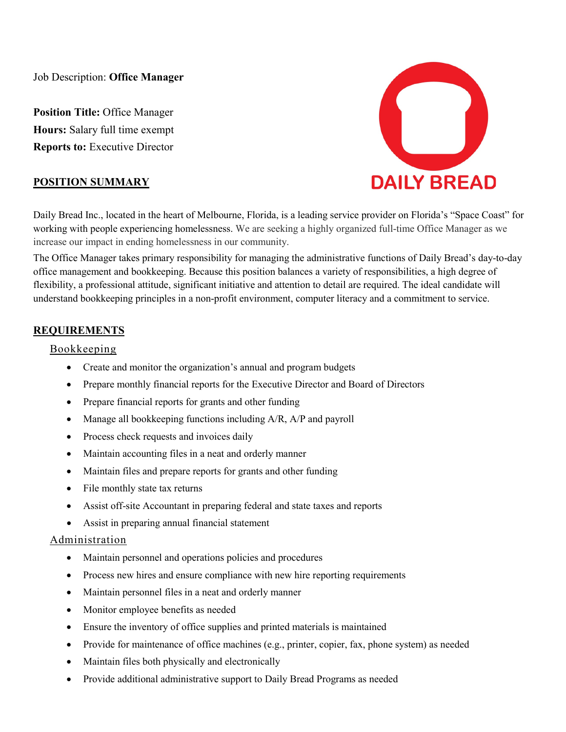Job Description: **Office Manager**

**Position Title:** Office Manager
**Hours:** Salary full time exempt
**Reports to:** Executive Director

DAILY BREAD

## POSITION SUMMARY

Daily Bread Inc., located in the heart of Melbourne, Florida, is a leading service provider on Florida's "Space Coast" for working with people experiencing homelessness. We are seeking a highly organized full-time Office Manager as we increase our impact in ending homelessness in our community.

The Office Manager takes primary responsibility for managing the administrative functions of Daily Bread's day-to-day office management and bookkeeping. Because this position balances a variety of responsibilities, a high degree of flexibility, a professional attitude, significant initiative and attention to detail are required. The ideal candidate will understand bookkeeping principles in a non-profit environment, computer literacy and a commitment to service.

## REQUIREMENTS

### Bookkeeping

- Create and monitor the organization's annual and program budgets
- Prepare monthly financial reports for the Executive Director and Board of Directors
- Prepare financial reports for grants and other funding
- Manage all bookkeeping functions including A/R, A/P and payroll
- Process check requests and invoices daily
- Maintain accounting files in a neat and orderly manner
- Maintain files and prepare reports for grants and other funding
- File monthly state tax returns
- Assist off-site Accountant in preparing federal and state taxes and reports
- Assist in preparing annual financial statement

### Administration

- Maintain personnel and operations policies and procedures
- Process new hires and ensure compliance with new hire reporting requirements
- Maintain personnel files in a neat and orderly manner
- Monitor employee benefits as needed
- Ensure the inventory of office supplies and printed materials is maintained
- Provide for maintenance of office machines (e.g., printer, copier, fax, phone system) as needed
- Maintain files both physically and electronically
- Provide additional administrative support to Daily Bread Programs as needed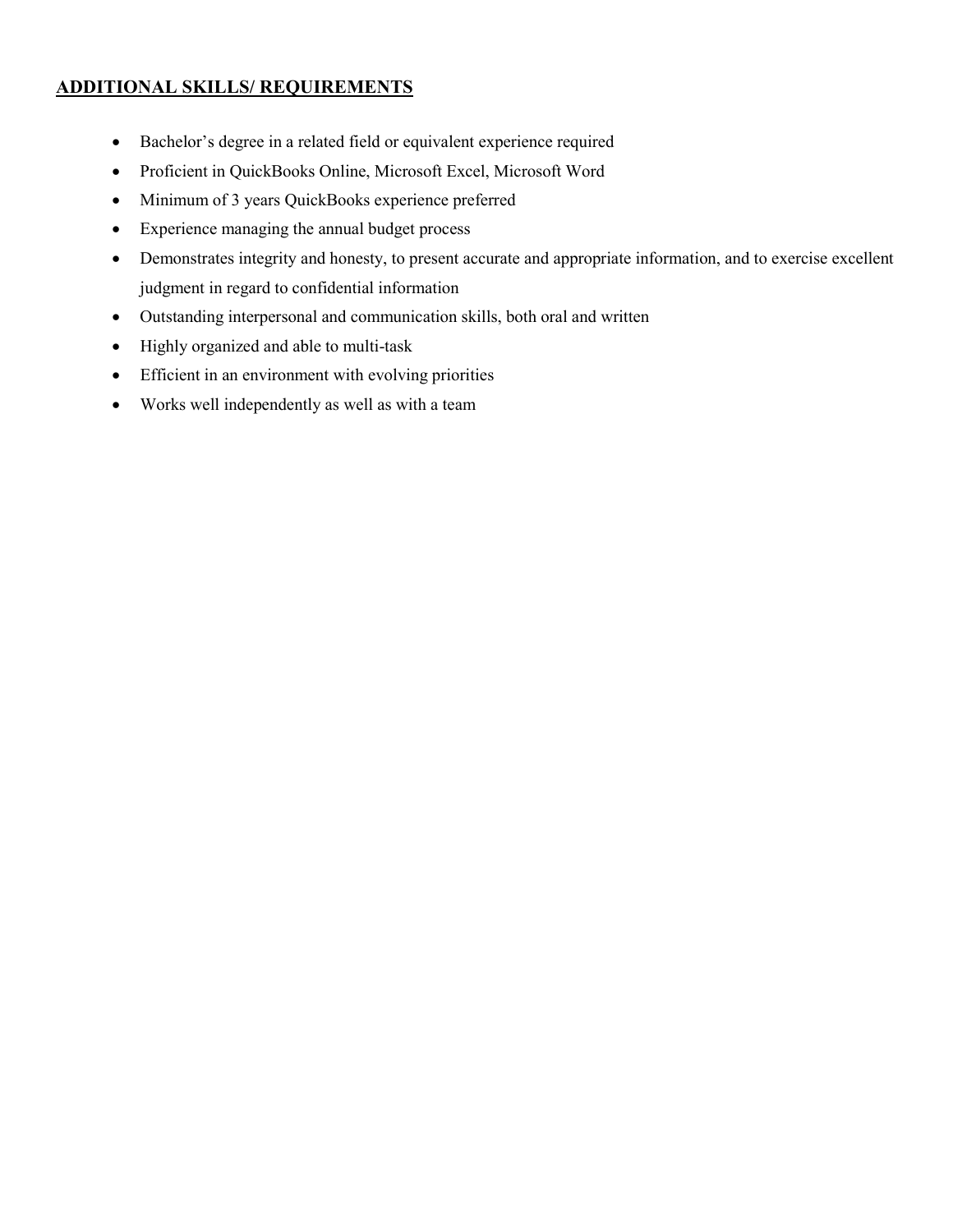## ADDITIONAL SKILLS/ REQUIREMENTS

- Bachelor's degree in a related field or equivalent experience required
- Proficient in QuickBooks Online, Microsoft Excel, Microsoft Word
- Minimum of 3 years QuickBooks experience preferred
- Experience managing the annual budget process
- Demonstrates integrity and honesty, to present accurate and appropriate information, and to exercise excellent judgment in regard to confidential information
- Outstanding interpersonal and communication skills, both oral and written
- Highly organized and able to multi-task
- Efficient in an environment with evolving priorities
- Works well independently as well as with a team